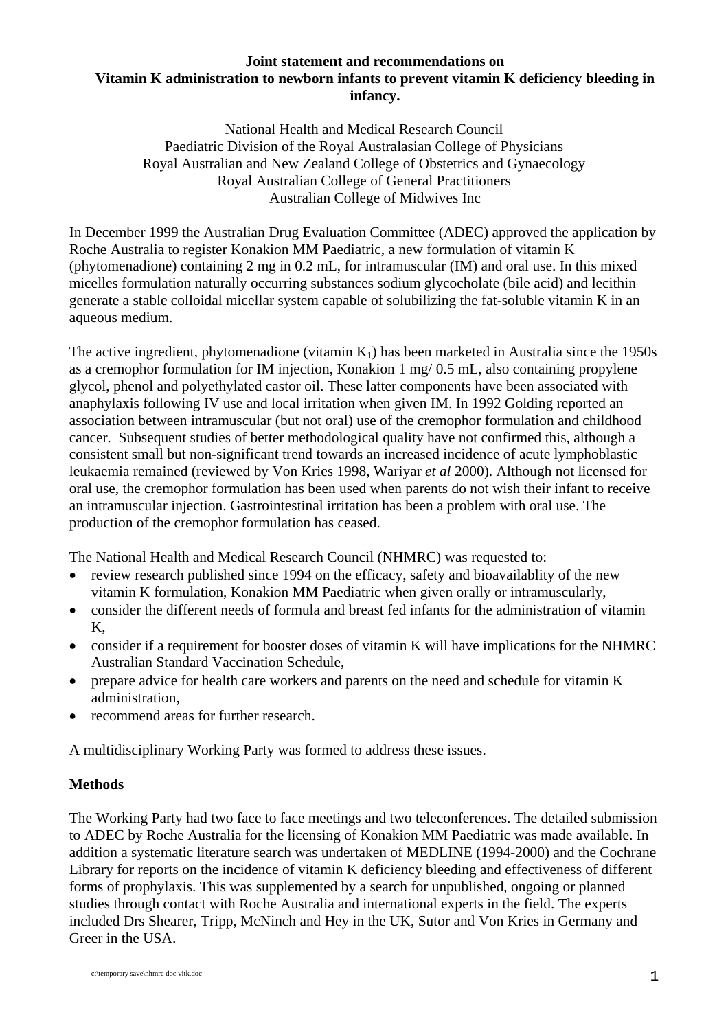**Joint statement and recommendations on**
**Vitamin K administration to newborn infants to prevent vitamin K deficiency bleeding in infancy.**

National Health and Medical Research Council
Paediatric Division of the Royal Australasian College of Physicians
Royal Australian and New Zealand College of Obstetrics and Gynaecology
Royal Australian College of General Practitioners
Australian College of Midwives Inc

In December 1999 the Australian Drug Evaluation Committee (ADEC) approved the application by Roche Australia to register Konakion MM Paediatric, a new formulation of vitamin K (phytomenadione) containing 2 mg in 0.2 mL, for intramuscular (IM) and oral use. In this mixed micelles formulation naturally occurring substances sodium glycocholate (bile acid) and lecithin generate a stable colloidal micellar system capable of solubilizing the fat-soluble vitamin K in an aqueous medium.

The active ingredient, phytomenadione (vitamin $K_1$) has been marketed in Australia since the 1950s as a cremophor formulation for IM injection, Konakion 1 mg/ 0.5 mL, also containing propylene glycol, phenol and polyethylated castor oil. These latter components have been associated with anaphylaxis following IV use and local irritation when given IM. In 1992 Golding reported an association between intramuscular (but not oral) use of the cremophor formulation and childhood cancer. Subsequent studies of better methodological quality have not confirmed this, although a consistent small but non-significant trend towards an increased incidence of acute lymphoblastic leukaemia remained (reviewed by Von Kries 1998, Wariyar *et al* 2000). Although not licensed for oral use, the cremophor formulation has been used when parents do not wish their infant to receive an intramuscular injection. Gastrointestinal irritation has been a problem with oral use. The production of the cremophor formulation has ceased.

The National Health and Medical Research Council (NHMRC) was requested to:

- review research published since 1994 on the efficacy, safety and bioavailablity of the new vitamin K formulation, Konakion MM Paediatric when given orally or intramuscularly,
- consider the different needs of formula and breast fed infants for the administration of vitamin K,
- consider if a requirement for booster doses of vitamin K will have implications for the NHMRC Australian Standard Vaccination Schedule,
- prepare advice for health care workers and parents on the need and schedule for vitamin K administration,
- recommend areas for further research.

A multidisciplinary Working Party was formed to address these issues.

## Methods

The Working Party had two face to face meetings and two teleconferences. The detailed submission to ADEC by Roche Australia for the licensing of Konakion MM Paediatric was made available. In addition a systematic literature search was undertaken of MEDLINE (1994-2000) and the Cochrane Library for reports on the incidence of vitamin K deficiency bleeding and effectiveness of different forms of prophylaxis. This was supplemented by a search for unpublished, ongoing or planned studies through contact with Roche Australia and international experts in the field. The experts included Drs Shearer, Tripp, McNinch and Hey in the UK, Sutor and Von Kries in Germany and Greer in the USA.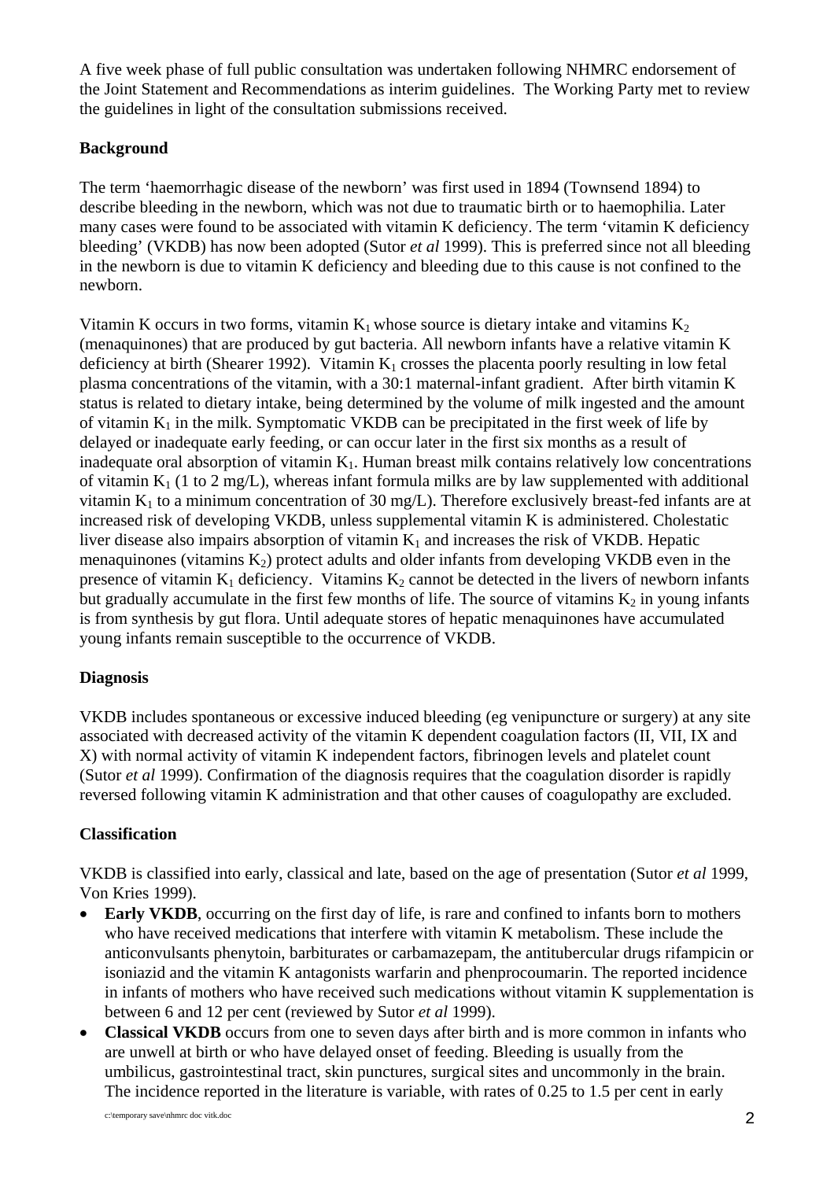A five week phase of full public consultation was undertaken following NHMRC endorsement of the Joint Statement and Recommendations as interim guidelines. The Working Party met to review the guidelines in light of the consultation submissions received.

**Background**

The term 'haemorrhagic disease of the newborn' was first used in 1894 (Townsend 1894) to describe bleeding in the newborn, which was not due to traumatic birth or to haemophilia. Later many cases were found to be associated with vitamin K deficiency. The term 'vitamin K deficiency bleeding' (VKDB) has now been adopted (Sutor *et al* 1999). This is preferred since not all bleeding in the newborn is due to vitamin K deficiency and bleeding due to this cause is not confined to the newborn.

Vitamin K occurs in two forms, vitamin $K_1$ whose source is dietary intake and vitamins $K_2$ (menaquinones) that are produced by gut bacteria. All newborn infants have a relative vitamin K deficiency at birth (Shearer 1992). Vitamin $K_1$ crosses the placenta poorly resulting in low fetal plasma concentrations of the vitamin, with a 30:1 maternal-infant gradient. After birth vitamin K status is related to dietary intake, being determined by the volume of milk ingested and the amount of vitamin $K_1$ in the milk. Symptomatic VKDB can be precipitated in the first week of life by delayed or inadequate early feeding, or can occur later in the first six months as a result of inadequate oral absorption of vitamin $K_1$. Human breast milk contains relatively low concentrations of vitamin $K_1$ (1 to 2 mg/L), whereas infant formula milks are by law supplemented with additional vitamin $K_1$ to a minimum concentration of 30 mg/L). Therefore exclusively breast-fed infants are at increased risk of developing VKDB, unless supplemental vitamin K is administered. Cholestatic liver disease also impairs absorption of vitamin $K_1$ and increases the risk of VKDB. Hepatic menaquinones (vitamins $K_2$) protect adults and older infants from developing VKDB even in the presence of vitamin $K_1$ deficiency. Vitamins $K_2$ cannot be detected in the livers of newborn infants but gradually accumulate in the first few months of life. The source of vitamins $K_2$ in young infants is from synthesis by gut flora. Until adequate stores of hepatic menaquinones have accumulated young infants remain susceptible to the occurrence of VKDB.

**Diagnosis**

VKDB includes spontaneous or excessive induced bleeding (eg venipuncture or surgery) at any site associated with decreased activity of the vitamin K dependent coagulation factors (II, VII, IX and X) with normal activity of vitamin K independent factors, fibrinogen levels and platelet count (Sutor *et al* 1999). Confirmation of the diagnosis requires that the coagulation disorder is rapidly reversed following vitamin K administration and that other causes of coagulopathy are excluded.

**Classification**

VKDB is classified into early, classical and late, based on the age of presentation (Sutor *et al* 1999, Von Kries 1999).

- **Early VKDB**, occurring on the first day of life, is rare and confined to infants born to mothers who have received medications that interfere with vitamin K metabolism. These include the anticonvulsants phenytoin, barbiturates or carbamazepam, the antitubercular drugs rifampicin or isoniazid and the vitamin K antagonists warfarin and phenprocoumarin. The reported incidence in infants of mothers who have received such medications without vitamin K supplementation is between 6 and 12 per cent (reviewed by Sutor *et al* 1999).
- **Classical VKDB** occurs from one to seven days after birth and is more common in infants who are unwell at birth or who have delayed onset of feeding. Bleeding is usually from the umbilicus, gastrointestinal tract, skin punctures, surgical sites and uncommonly in the brain. The incidence reported in the literature is variable, with rates of 0.25 to 1.5 per cent in early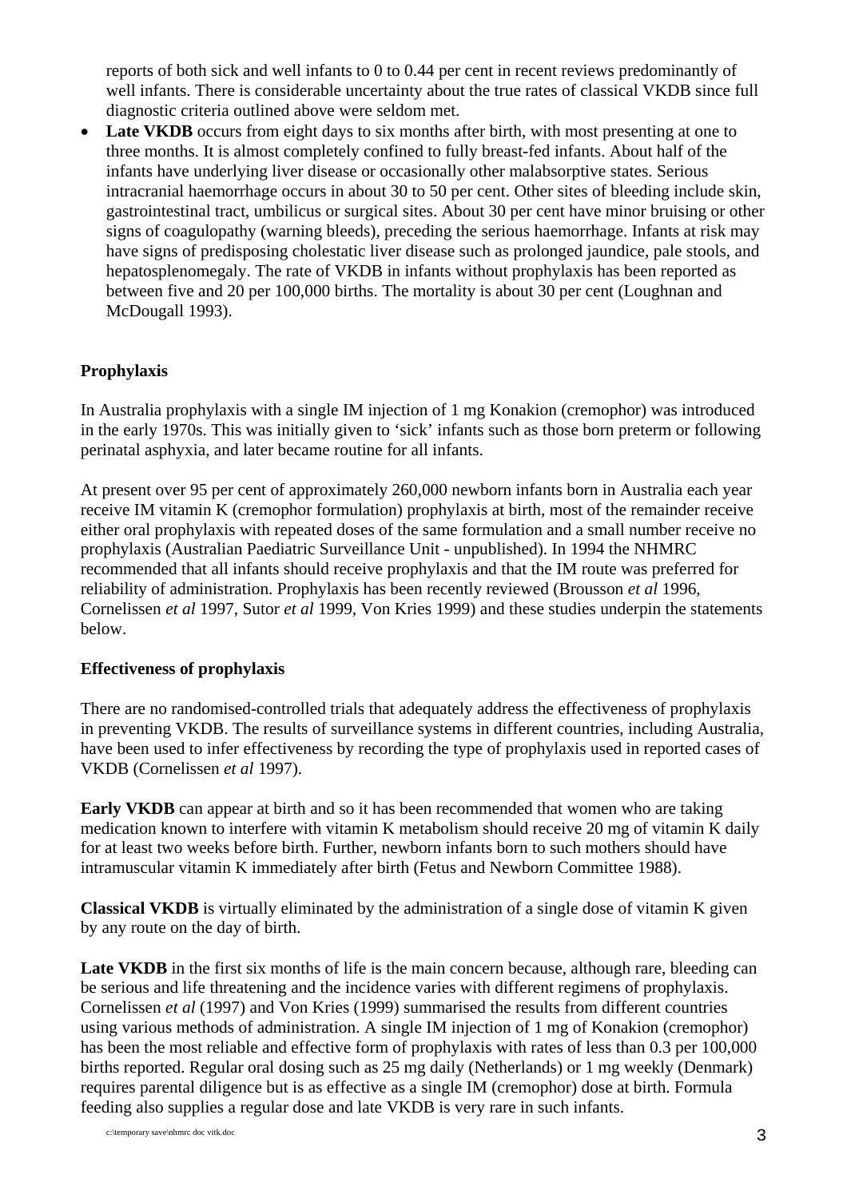reports of both sick and well infants to 0 to 0.44 per cent in recent reviews predominantly of well infants. There is considerable uncertainty about the true rates of classical VKDB since full diagnostic criteria outlined above were seldom met.

- **Late VKDB** occurs from eight days to six months after birth, with most presenting at one to three months. It is almost completely confined to fully breast-fed infants. About half of the infants have underlying liver disease or occasionally other malabsorptive states. Serious intracranial haemorrhage occurs in about 30 to 50 per cent. Other sites of bleeding include skin, gastrointestinal tract, umbilicus or surgical sites. About 30 per cent have minor bruising or other signs of coagulopathy (warning bleeds), preceding the serious haemorrhage. Infants at risk may have signs of predisposing cholestatic liver disease such as prolonged jaundice, pale stools, and hepatosplenomegaly. The rate of VKDB in infants without prophylaxis has been reported as between five and 20 per 100,000 births. The mortality is about 30 per cent (Loughnan and McDougall 1993).

**Prophylaxis**

In Australia prophylaxis with a single IM injection of 1 mg Konakion (cremophor) was introduced in the early 1970s. This was initially given to 'sick' infants such as those born preterm or following perinatal asphyxia, and later became routine for all infants.

At present over 95 per cent of approximately 260,000 newborn infants born in Australia each year receive IM vitamin K (cremophor formulation) prophylaxis at birth, most of the remainder receive either oral prophylaxis with repeated doses of the same formulation and a small number receive no prophylaxis (Australian Paediatric Surveillance Unit - unpublished). In 1994 the NHMRC recommended that all infants should receive prophylaxis and that the IM route was preferred for reliability of administration. Prophylaxis has been recently reviewed (Brousson *et al* 1996, Cornelissen *et al* 1997, Sutor *et al* 1999, Von Kries 1999) and these studies underpin the statements below.

**Effectiveness of prophylaxis**

There are no randomised-controlled trials that adequately address the effectiveness of prophylaxis in preventing VKDB. The results of surveillance systems in different countries, including Australia, have been used to infer effectiveness by recording the type of prophylaxis used in reported cases of VKDB (Cornelissen *et al* 1997).

**Early VKDB** can appear at birth and so it has been recommended that women who are taking medication known to interfere with vitamin K metabolism should receive 20 mg of vitamin K daily for at least two weeks before birth. Further, newborn infants born to such mothers should have intramuscular vitamin K immediately after birth (Fetus and Newborn Committee 1988).

**Classical VKDB** is virtually eliminated by the administration of a single dose of vitamin K given by any route on the day of birth.

**Late VKDB** in the first six months of life is the main concern because, although rare, bleeding can be serious and life threatening and the incidence varies with different regimens of prophylaxis. Cornelissen *et al* (1997) and Von Kries (1999) summarised the results from different countries using various methods of administration. A single IM injection of 1 mg of Konakion (cremophor) has been the most reliable and effective form of prophylaxis with rates of less than 0.3 per 100,000 births reported. Regular oral dosing such as 25 mg daily (Netherlands) or 1 mg weekly (Denmark) requires parental diligence but is as effective as a single IM (cremophor) dose at birth. Formula feeding also supplies a regular dose and late VKDB is very rare in such infants.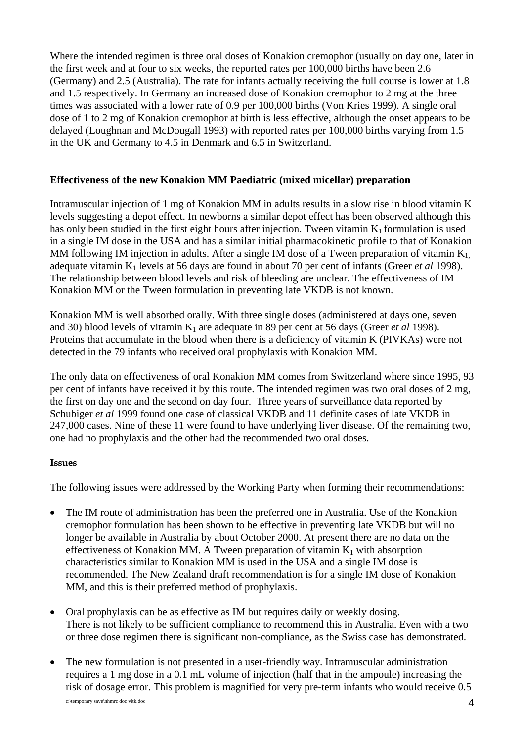Where the intended regimen is three oral doses of Konakion cremophor (usually on day one, later in the first week and at four to six weeks, the reported rates per 100,000 births have been 2.6 (Germany) and 2.5 (Australia). The rate for infants actually receiving the full course is lower at 1.8 and 1.5 respectively. In Germany an increased dose of Konakion cremophor to 2 mg at the three times was associated with a lower rate of 0.9 per 100,000 births (Von Kries 1999). A single oral dose of 1 to 2 mg of Konakion cremophor at birth is less effective, although the onset appears to be delayed (Loughnan and McDougall 1993) with reported rates per 100,000 births varying from 1.5 in the UK and Germany to 4.5 in Denmark and 6.5 in Switzerland.

**Effectiveness of the new Konakion MM Paediatric (mixed micellar) preparation**

Intramuscular injection of 1 mg of Konakion MM in adults results in a slow rise in blood vitamin K levels suggesting a depot effect. In newborns a similar depot effect has been observed although this has only been studied in the first eight hours after injection. Tween vitamin $K_1$ formulation is used in a single IM dose in the USA and has a similar initial pharmacokinetic profile to that of Konakion MM following IM injection in adults. After a single IM dose of a Tween preparation of vitamin $K_1$, adequate vitamin $K_1$ levels at 56 days are found in about 70 per cent of infants (Greer *et al* 1998). The relationship between blood levels and risk of bleeding are unclear. The effectiveness of IM Konakion MM or the Tween formulation in preventing late VKDB is not known.

Konakion MM is well absorbed orally. With three single doses (administered at days one, seven and 30) blood levels of vitamin $K_1$ are adequate in 89 per cent at 56 days (Greer *et al* 1998). Proteins that accumulate in the blood when there is a deficiency of vitamin K (PIVKAs) were not detected in the 79 infants who received oral prophylaxis with Konakion MM.

The only data on effectiveness of oral Konakion MM comes from Switzerland where since 1995, 93 per cent of infants have received it by this route. The intended regimen was two oral doses of 2 mg, the first on day one and the second on day four. Three years of surveillance data reported by Schubiger *et al* 1999 found one case of classical VKDB and 11 definite cases of late VKDB in 247,000 cases. Nine of these 11 were found to have underlying liver disease. Of the remaining two, one had no prophylaxis and the other had the recommended two oral doses.

**Issues**

The following issues were addressed by the Working Party when forming their recommendations:

- The IM route of administration has been the preferred one in Australia. Use of the Konakion cremophor formulation has been shown to be effective in preventing late VKDB but will no longer be available in Australia by about October 2000. At present there are no data on the effectiveness of Konakion MM. A Tween preparation of vitamin $K_1$ with absorption characteristics similar to Konakion MM is used in the USA and a single IM dose is recommended. The New Zealand draft recommendation is for a single IM dose of Konakion MM, and this is their preferred method of prophylaxis.

- Oral prophylaxis can be as effective as IM but requires daily or weekly dosing. There is not likely to be sufficient compliance to recommend this in Australia. Even with a two or three dose regimen there is significant non-compliance, as the Swiss case has demonstrated.

- The new formulation is not presented in a user-friendly way. Intramuscular administration requires a 1 mg dose in a 0.1 mL volume of injection (half that in the ampoule) increasing the risk of dosage error. This problem is magnified for very pre-term infants who would receive 0.5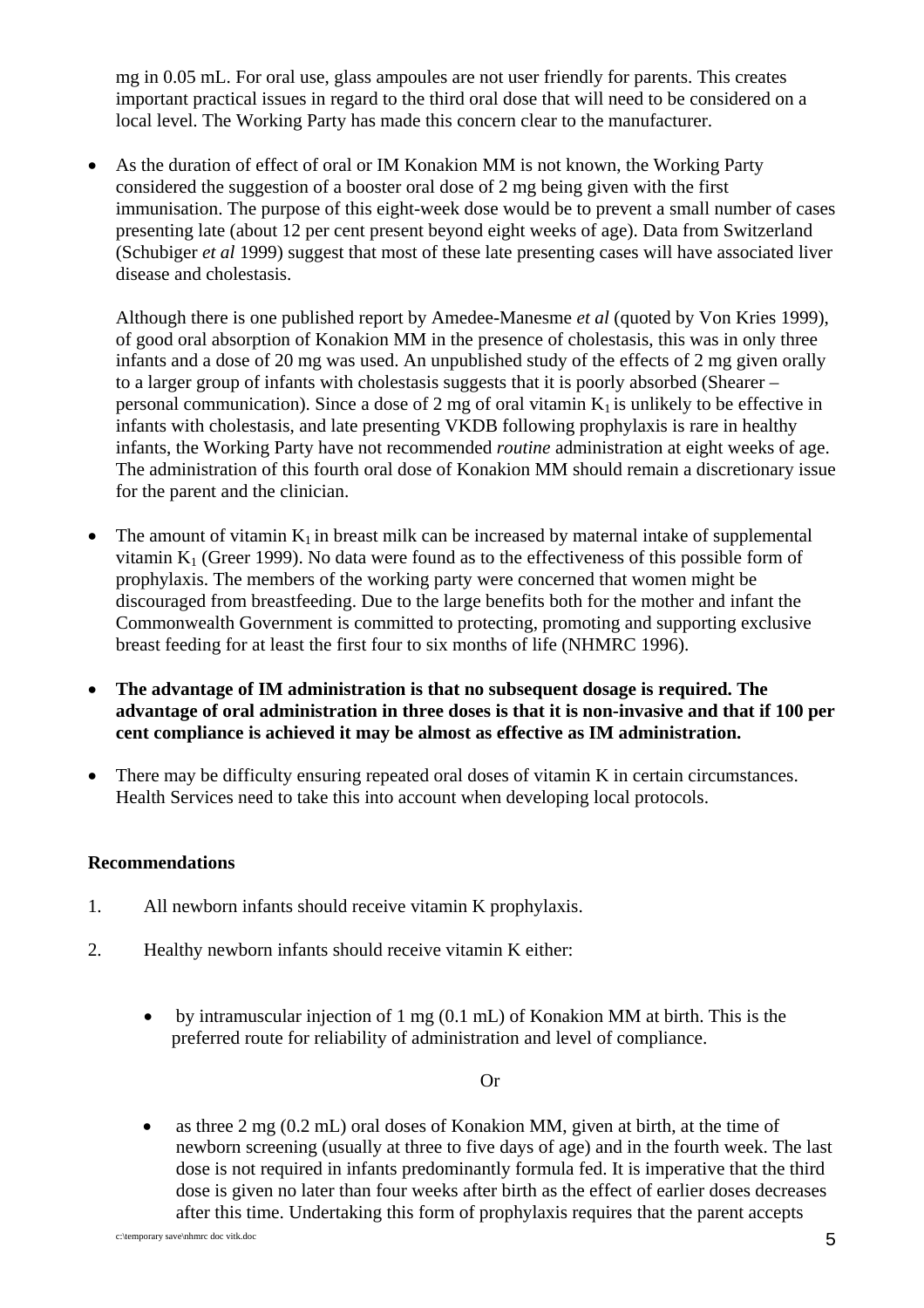mg in 0.05 mL. For oral use, glass ampoules are not user friendly for parents. This creates important practical issues in regard to the third oral dose that will need to be considered on a local level. The Working Party has made this concern clear to the manufacturer.

- As the duration of effect of oral or IM Konakion MM is not known, the Working Party considered the suggestion of a booster oral dose of 2 mg being given with the first immunisation. The purpose of this eight-week dose would be to prevent a small number of cases presenting late (about 12 per cent present beyond eight weeks of age). Data from Switzerland (Schubiger *et al* 1999) suggest that most of these late presenting cases will have associated liver disease and cholestasis.

  Although there is one published report by Amedee-Manesme *et al* (quoted by Von Kries 1999), of good oral absorption of Konakion MM in the presence of cholestasis, this was in only three infants and a dose of 20 mg was used. An unpublished study of the effects of 2 mg given orally to a larger group of infants with cholestasis suggests that it is poorly absorbed (Shearer – personal communication). Since a dose of 2 mg of oral vitamin $K_1$ is unlikely to be effective in infants with cholestasis, and late presenting VKDB following prophylaxis is rare in healthy infants, the Working Party have not recommended *routine* administration at eight weeks of age. The administration of this fourth oral dose of Konakion MM should remain a discretionary issue for the parent and the clinician.

- The amount of vitamin $K_1$ in breast milk can be increased by maternal intake of supplemental vitamin $K_1$ (Greer 1999). No data were found as to the effectiveness of this possible form of prophylaxis. The members of the working party were concerned that women might be discouraged from breastfeeding. Due to the large benefits both for the mother and infant the Commonwealth Government is committed to protecting, promoting and supporting exclusive breast feeding for at least the first four to six months of life (NHMRC 1996).

- **The advantage of IM administration is that no subsequent dosage is required. The advantage of oral administration in three doses is that it is non-invasive and that if 100 per cent compliance is achieved it may be almost as effective as IM administration.**

- There may be difficulty ensuring repeated oral doses of vitamin K in certain circumstances. Health Services need to take this into account when developing local protocols.

**Recommendations**

1. All newborn infants should receive vitamin K prophylaxis.

2. Healthy newborn infants should receive vitamin K either:

   - by intramuscular injection of 1 mg (0.1 mL) of Konakion MM at birth. This is the preferred route for reliability of administration and level of compliance.

   Or

   - as three 2 mg (0.2 mL) oral doses of Konakion MM, given at birth, at the time of newborn screening (usually at three to five days of age) and in the fourth week. The last dose is not required in infants predominantly formula fed. It is imperative that the third dose is given no later than four weeks after birth as the effect of earlier doses decreases after this time. Undertaking this form of prophylaxis requires that the parent accepts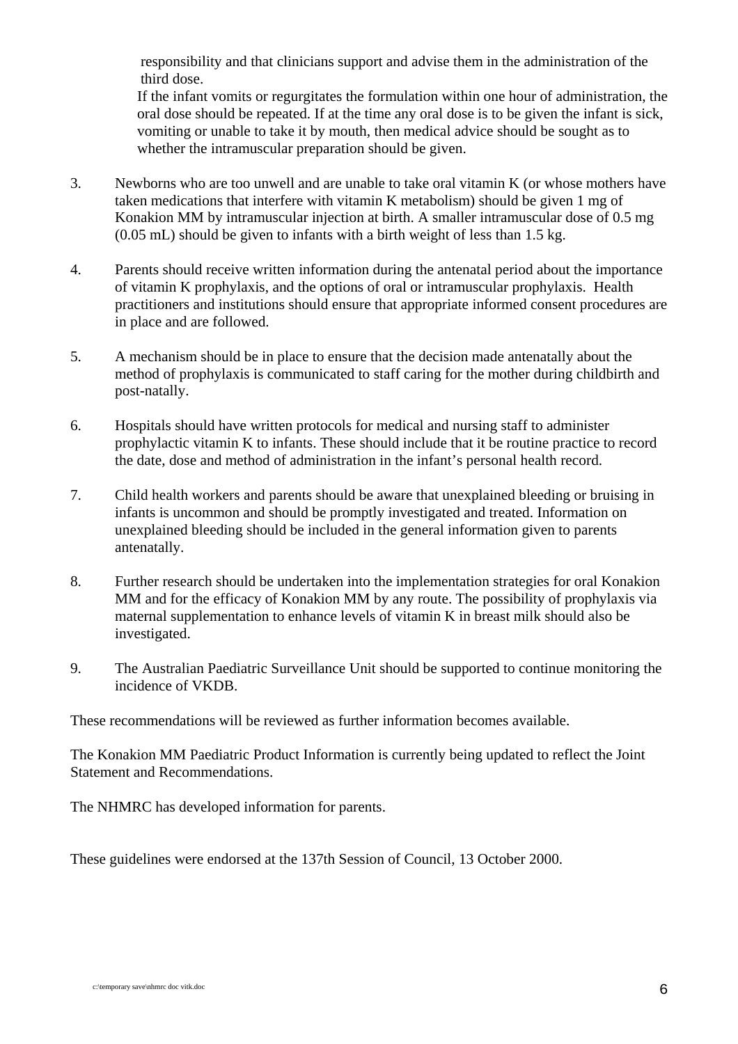responsibility and that clinicians support and advise them in the administration of the third dose.

If the infant vomits or regurgitates the formulation within one hour of administration, the oral dose should be repeated. If at the time any oral dose is to be given the infant is sick, vomiting or unable to take it by mouth, then medical advice should be sought as to whether the intramuscular preparation should be given.

3. Newborns who are too unwell and are unable to take oral vitamin K (or whose mothers have taken medications that interfere with vitamin K metabolism) should be given 1 mg of Konakion MM by intramuscular injection at birth. A smaller intramuscular dose of 0.5 mg (0.05 mL) should be given to infants with a birth weight of less than 1.5 kg.

4. Parents should receive written information during the antenatal period about the importance of vitamin K prophylaxis, and the options of oral or intramuscular prophylaxis. Health practitioners and institutions should ensure that appropriate informed consent procedures are in place and are followed.

5. A mechanism should be in place to ensure that the decision made antenatally about the method of prophylaxis is communicated to staff caring for the mother during childbirth and post-natally.

6. Hospitals should have written protocols for medical and nursing staff to administer prophylactic vitamin K to infants. These should include that it be routine practice to record the date, dose and method of administration in the infant's personal health record.

7. Child health workers and parents should be aware that unexplained bleeding or bruising in infants is uncommon and should be promptly investigated and treated. Information on unexplained bleeding should be included in the general information given to parents antenatally.

8. Further research should be undertaken into the implementation strategies for oral Konakion MM and for the efficacy of Konakion MM by any route. The possibility of prophylaxis via maternal supplementation to enhance levels of vitamin K in breast milk should also be investigated.

9. The Australian Paediatric Surveillance Unit should be supported to continue monitoring the incidence of VKDB.

These recommendations will be reviewed as further information becomes available.

The Konakion MM Paediatric Product Information is currently being updated to reflect the Joint Statement and Recommendations.

The NHMRC has developed information for parents.

These guidelines were endorsed at the 137th Session of Council, 13 October 2000.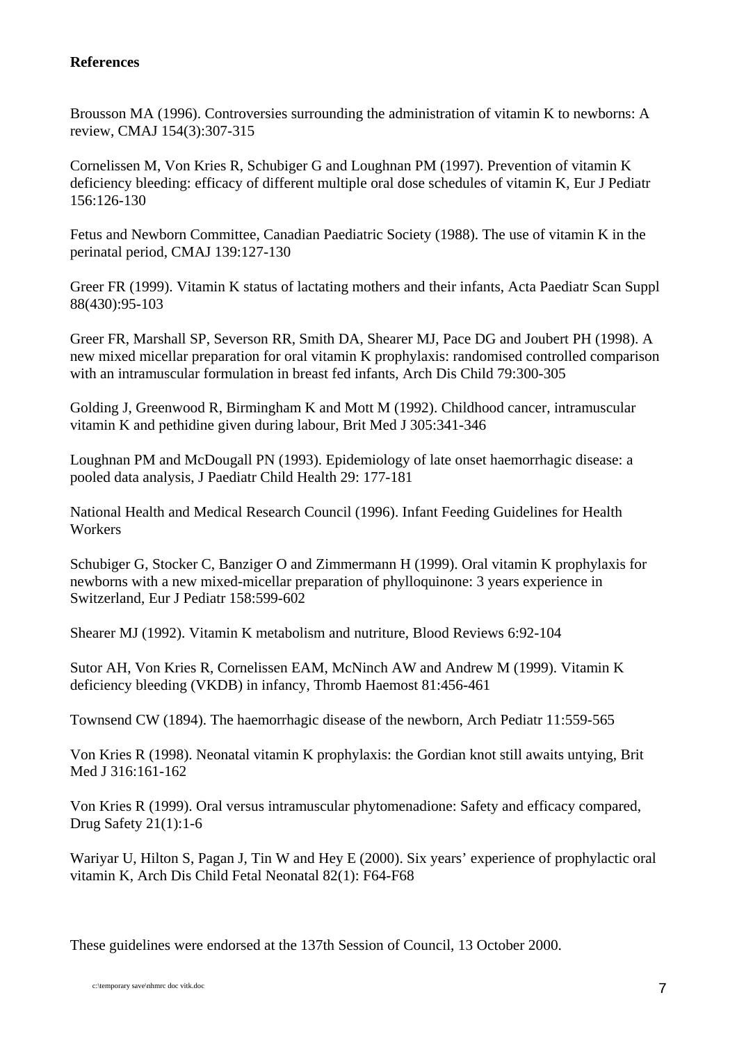**References**

Brousson MA (1996). Controversies surrounding the administration of vitamin K to newborns: A review, CMAJ 154(3):307-315

Cornelissen M, Von Kries R, Schubiger G and Loughnan PM (1997). Prevention of vitamin K deficiency bleeding: efficacy of different multiple oral dose schedules of vitamin K, Eur J Pediatr 156:126-130

Fetus and Newborn Committee, Canadian Paediatric Society (1988). The use of vitamin K in the perinatal period, CMAJ 139:127-130

Greer FR (1999). Vitamin K status of lactating mothers and their infants, Acta Paediatr Scan Suppl 88(430):95-103

Greer FR, Marshall SP, Severson RR, Smith DA, Shearer MJ, Pace DG and Joubert PH (1998). A new mixed micellar preparation for oral vitamin K prophylaxis: randomised controlled comparison with an intramuscular formulation in breast fed infants, Arch Dis Child 79:300-305

Golding J, Greenwood R, Birmingham K and Mott M (1992). Childhood cancer, intramuscular vitamin K and pethidine given during labour, Brit Med J 305:341-346

Loughnan PM and McDougall PN (1993). Epidemiology of late onset haemorrhagic disease: a pooled data analysis, J Paediatr Child Health 29: 177-181

National Health and Medical Research Council (1996). Infant Feeding Guidelines for Health Workers

Schubiger G, Stocker C, Banziger O and Zimmermann H (1999). Oral vitamin K prophylaxis for newborns with a new mixed-micellar preparation of phylloquinone: 3 years experience in Switzerland, Eur J Pediatr 158:599-602

Shearer MJ (1992). Vitamin K metabolism and nutriture, Blood Reviews 6:92-104

Sutor AH, Von Kries R, Cornelissen EAM, McNinch AW and Andrew M (1999). Vitamin K deficiency bleeding (VKDB) in infancy, Thromb Haemost 81:456-461

Townsend CW (1894). The haemorrhagic disease of the newborn, Arch Pediatr 11:559-565

Von Kries R (1998). Neonatal vitamin K prophylaxis: the Gordian knot still awaits untying, Brit Med J 316:161-162

Von Kries R (1999). Oral versus intramuscular phytomenadione: Safety and efficacy compared, Drug Safety 21(1):1-6

Wariyar U, Hilton S, Pagan J, Tin W and Hey E (2000). Six years' experience of prophylactic oral vitamin K, Arch Dis Child Fetal Neonatal 82(1): F64-F68

These guidelines were endorsed at the 137th Session of Council, 13 October 2000.